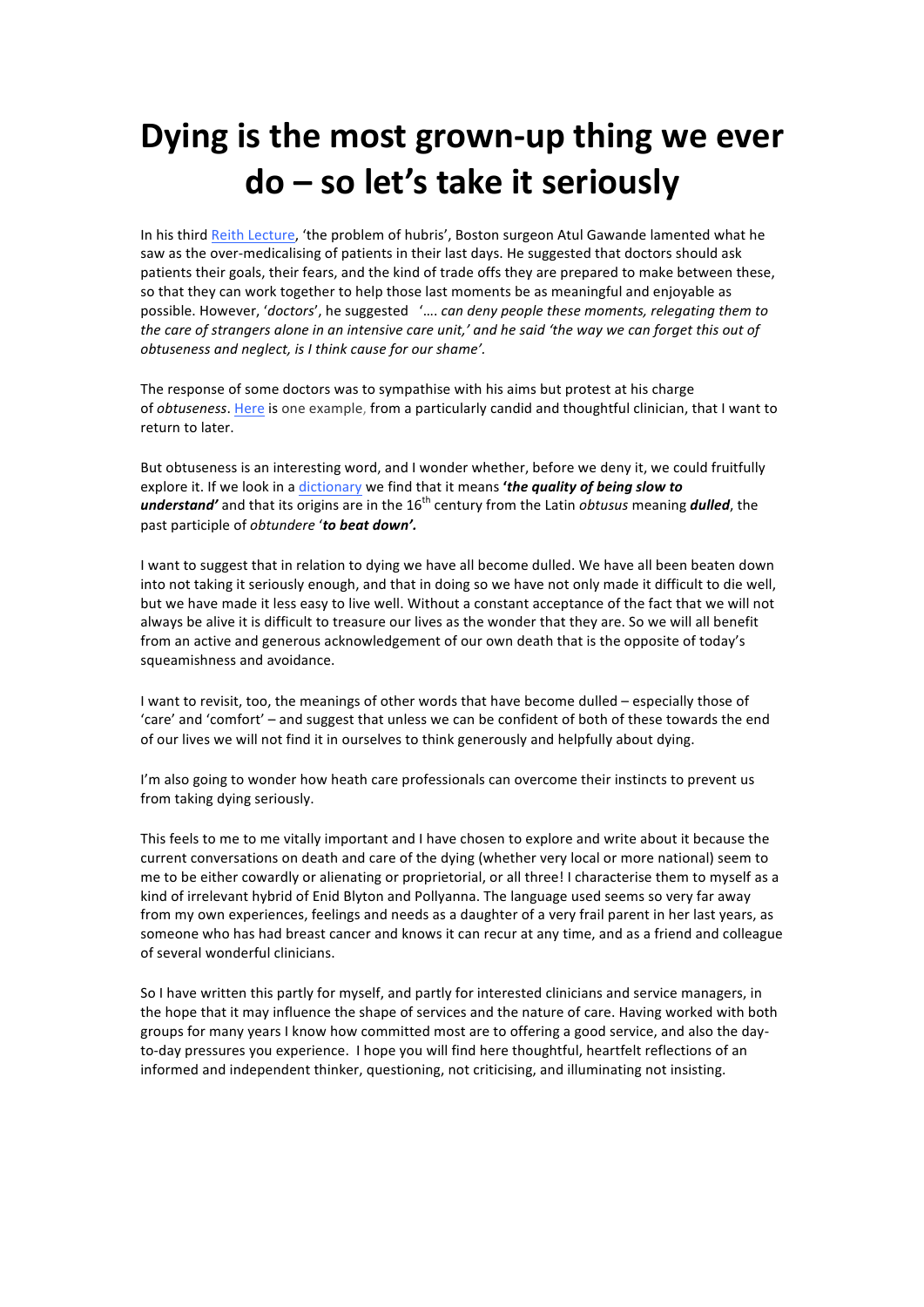# Dying is the most grown-up thing we ever do – so let's take it seriously

In his third Reith Lecture, 'the problem of hubris', Boston surgeon Atul Gawande lamented what he saw as the over-medicalising of patients in their last days. He suggested that doctors should ask patients their goals, their fears, and the kind of trade offs they are prepared to make between these, so that they can work together to help those last moments be as meaningful and enjoyable as possible. However, '*doctors*', he suggested '*…. can deny people these moments, relegating them to the care of strangers alone in an intensive care unit,' and he said 'the way we can forget this out of obtuseness and neglect, is I think cause for our shame'.*

The response of some doctors was to sympathise with his aims but protest at his charge of *obtuseness*. Here is one example, from a particularly candid and thoughtful clinician, that I want to return to later.

But obtuseness is an interesting word, and I wonder whether, before we deny it, we could fruitfully explore it. If we look in a dictionary we find that it means ***'the quality of being slow to understand'*** and that its origins are in the 16th century from the Latin *obtusus* meaning ***dulled***, the past participle of *obtundere* '***to beat down'.***

I want to suggest that in relation to dying we have all become dulled. We have all been beaten down into not taking it seriously enough, and that in doing so we have not only made it difficult to die well, but we have made it less easy to live well. Without a constant acceptance of the fact that we will not always be alive it is difficult to treasure our lives as the wonder that they are. So we will all benefit from an active and generous acknowledgement of our own death that is the opposite of today's squeamishness and avoidance.

I want to revisit, too, the meanings of other words that have become dulled – especially those of 'care' and 'comfort' – and suggest that unless we can be confident of both of these towards the end of our lives we will not find it in ourselves to think generously and helpfully about dying.

I'm also going to wonder how heath care professionals can overcome their instincts to prevent us from taking dying seriously.

This feels to me to me vitally important and I have chosen to explore and write about it because the current conversations on death and care of the dying (whether very local or more national) seem to me to be either cowardly or alienating or proprietorial, or all three! I characterise them to myself as a kind of irrelevant hybrid of Enid Blyton and Pollyanna. The language used seems so very far away from my own experiences, feelings and needs as a daughter of a very frail parent in her last years, as someone who has had breast cancer and knows it can recur at any time, and as a friend and colleague of several wonderful clinicians.

So I have written this partly for myself, and partly for interested clinicians and service managers, in the hope that it may influence the shape of services and the nature of care. Having worked with both groups for many years I know how committed most are to offering a good service, and also the day-to-day pressures you experience. I hope you will find here thoughtful, heartfelt reflections of an informed and independent thinker, questioning, not criticising, and illuminating not insisting.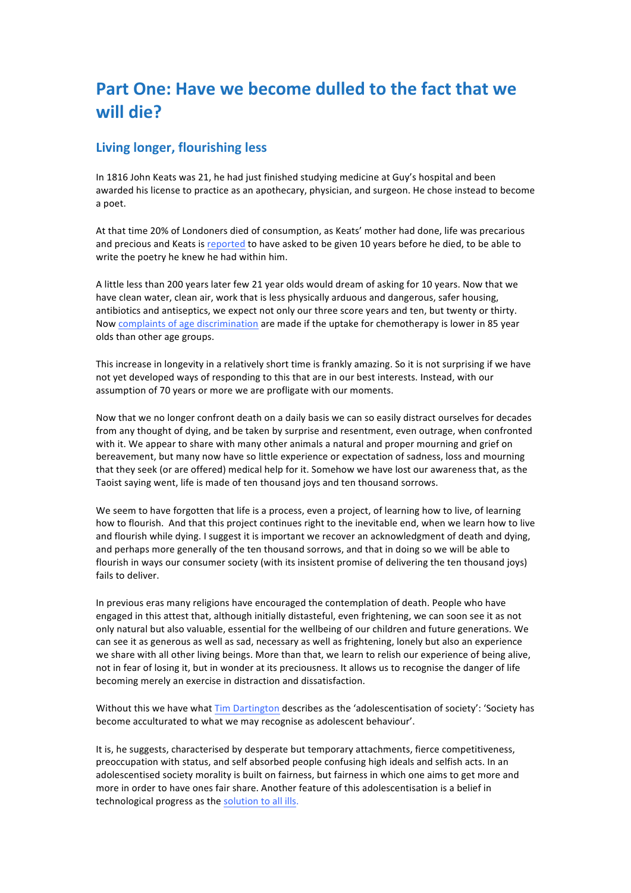# Part One: Have we become dulled to the fact that we will die?

## Living longer, flourishing less

In 1816 John Keats was 21, he had just finished studying medicine at Guy's hospital and been awarded his license to practice as an apothecary, physician, and surgeon. He chose instead to become a poet.

At that time 20% of Londoners died of consumption, as Keats' mother had done, life was precarious and precious and Keats is reported to have asked to be given 10 years before he died, to be able to write the poetry he knew he had within him.

A little less than 200 years later few 21 year olds would dream of asking for 10 years. Now that we have clean water, clean air, work that is less physically arduous and dangerous, safer housing, antibiotics and antiseptics, we expect not only our three score years and ten, but twenty or thirty. Now complaints of age discrimination are made if the uptake for chemotherapy is lower in 85 year olds than other age groups.

This increase in longevity in a relatively short time is frankly amazing. So it is not surprising if we have not yet developed ways of responding to this that are in our best interests. Instead, with our assumption of 70 years or more we are profligate with our moments.

Now that we no longer confront death on a daily basis we can so easily distract ourselves for decades from any thought of dying, and be taken by surprise and resentment, even outrage, when confronted with it. We appear to share with many other animals a natural and proper mourning and grief on bereavement, but many now have so little experience or expectation of sadness, loss and mourning that they seek (or are offered) medical help for it. Somehow we have lost our awareness that, as the Taoist saying went, life is made of ten thousand joys and ten thousand sorrows.

We seem to have forgotten that life is a process, even a project, of learning how to live, of learning how to flourish. And that this project continues right to the inevitable end, when we learn how to live and flourish while dying. I suggest it is important we recover an acknowledgment of death and dying, and perhaps more generally of the ten thousand sorrows, and that in doing so we will be able to flourish in ways our consumer society (with its insistent promise of delivering the ten thousand joys) fails to deliver.

In previous eras many religions have encouraged the contemplation of death. People who have engaged in this attest that, although initially distasteful, even frightening, we can soon see it as not only natural but also valuable, essential for the wellbeing of our children and future generations. We can see it as generous as well as sad, necessary as well as frightening, lonely but also an experience we share with all other living beings. More than that, we learn to relish our experience of being alive, not in fear of losing it, but in wonder at its preciousness. It allows us to recognise the danger of life becoming merely an exercise in distraction and dissatisfaction.

Without this we have what Tim Dartington describes as the 'adolescentisation of society': 'Society has become acculturated to what we may recognise as adolescent behaviour'.

It is, he suggests, characterised by desperate but temporary attachments, fierce competitiveness, preoccupation with status, and self absorbed people confusing high ideals and selfish acts. In an adolescentised society morality is built on fairness, but fairness in which one aims to get more and more in order to have ones fair share. Another feature of this adolescentisation is a belief in technological progress as the solution to all ills.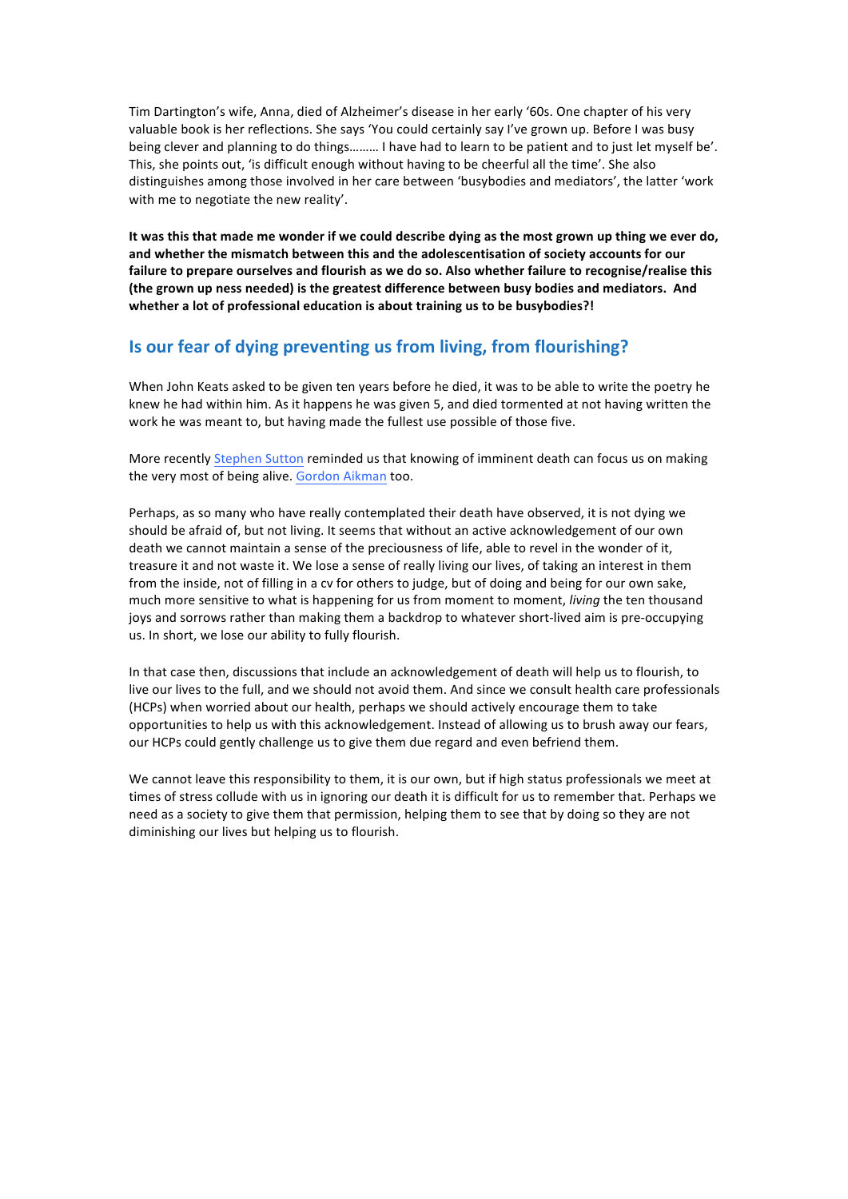Tim Dartington's wife, Anna, died of Alzheimer's disease in her early '60s. One chapter of his very valuable book is her reflections. She says 'You could certainly say I've grown up. Before I was busy being clever and planning to do things……… I have had to learn to be patient and to just let myself be'. This, she points out, 'is difficult enough without having to be cheerful all the time'. She also distinguishes among those involved in her care between 'busybodies and mediators', the latter 'work with me to negotiate the new reality'.

**It was this that made me wonder if we could describe dying as the most grown up thing we ever do, and whether the mismatch between this and the adolescentisation of society accounts for our failure to prepare ourselves and flourish as we do so. Also whether failure to recognise/realise this (the grown up ness needed) is the greatest difference between busy bodies and mediators. And whether a lot of professional education is about training us to be busybodies?!**

## Is our fear of dying preventing us from living, from flourishing?

When John Keats asked to be given ten years before he died, it was to be able to write the poetry he knew he had within him. As it happens he was given 5, and died tormented at not having written the work he was meant to, but having made the fullest use possible of those five.

More recently Stephen Sutton reminded us that knowing of imminent death can focus us on making the very most of being alive. Gordon Aikman too.

Perhaps, as so many who have really contemplated their death have observed, it is not dying we should be afraid of, but not living. It seems that without an active acknowledgement of our own death we cannot maintain a sense of the preciousness of life, able to revel in the wonder of it, treasure it and not waste it. We lose a sense of really living our lives, of taking an interest in them from the inside, not of filling in a cv for others to judge, but of doing and being for our own sake, much more sensitive to what is happening for us from moment to moment, *living* the ten thousand joys and sorrows rather than making them a backdrop to whatever short-lived aim is pre-occupying us. In short, we lose our ability to fully flourish.

In that case then, discussions that include an acknowledgement of death will help us to flourish, to live our lives to the full, and we should not avoid them. And since we consult health care professionals (HCPs) when worried about our health, perhaps we should actively encourage them to take opportunities to help us with this acknowledgement. Instead of allowing us to brush away our fears, our HCPs could gently challenge us to give them due regard and even befriend them.

We cannot leave this responsibility to them, it is our own, but if high status professionals we meet at times of stress collude with us in ignoring our death it is difficult for us to remember that. Perhaps we need as a society to give them that permission, helping them to see that by doing so they are not diminishing our lives but helping us to flourish.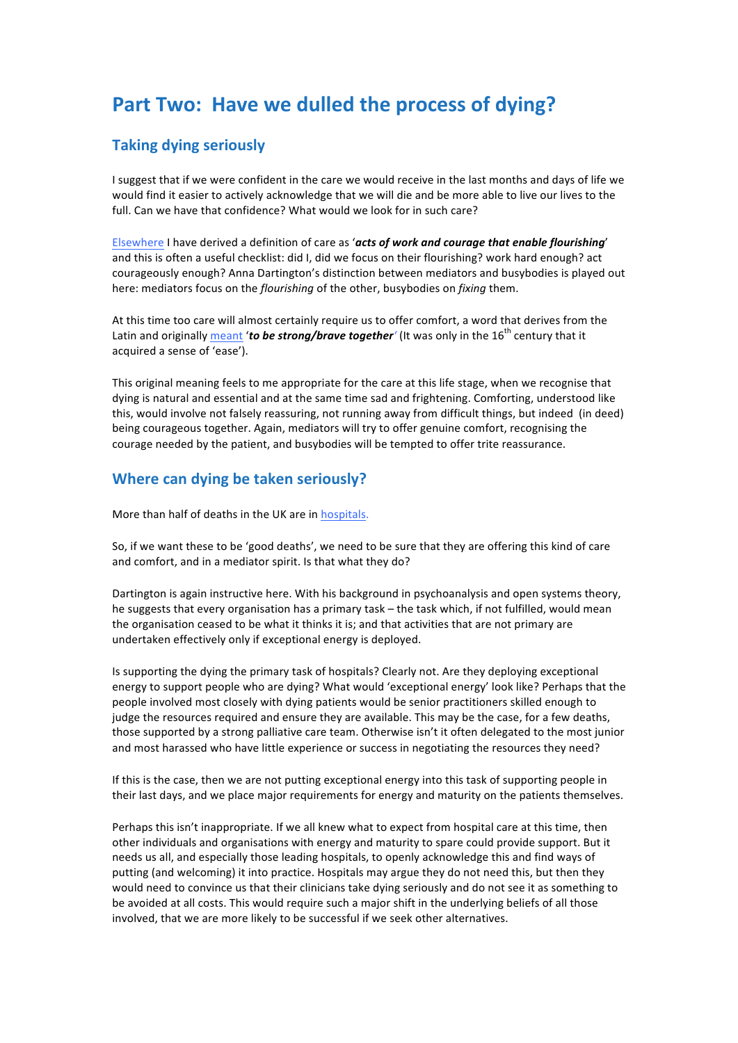# Part Two: Have we dulled the process of dying?

## Taking dying seriously

I suggest that if we were confident in the care we would receive in the last months and days of life we would find it easier to actively acknowledge that we will die and be more able to live our lives to the full. Can we have that confidence? What would we look for in such care?

Elsewhere I have derived a definition of care as '***acts of work and courage that enable flourishing***' and this is often a useful checklist: did I, did we focus on their flourishing? work hard enough? act courageously enough? Anna Dartington's distinction between mediators and busybodies is played out here: mediators focus on the *flourishing* of the other, busybodies on *fixing* them.

At this time too care will almost certainly require us to offer comfort, a word that derives from the Latin and originally meant '***to be strong/brave together***' (It was only in the 16th century that it acquired a sense of 'ease').

This original meaning feels to me appropriate for the care at this life stage, when we recognise that dying is natural and essential and at the same time sad and frightening. Comforting, understood like this, would involve not falsely reassuring, not running away from difficult things, but indeed (in deed) being courageous together. Again, mediators will try to offer genuine comfort, recognising the courage needed by the patient, and busybodies will be tempted to offer trite reassurance.

## Where can dying be taken seriously?

More than half of deaths in the UK are in hospitals.

So, if we want these to be 'good deaths', we need to be sure that they are offering this kind of care and comfort, and in a mediator spirit. Is that what they do?

Dartington is again instructive here. With his background in psychoanalysis and open systems theory, he suggests that every organisation has a primary task – the task which, if not fulfilled, would mean the organisation ceased to be what it thinks it is; and that activities that are not primary are undertaken effectively only if exceptional energy is deployed.

Is supporting the dying the primary task of hospitals? Clearly not. Are they deploying exceptional energy to support people who are dying? What would 'exceptional energy' look like? Perhaps that the people involved most closely with dying patients would be senior practitioners skilled enough to judge the resources required and ensure they are available. This may be the case, for a few deaths, those supported by a strong palliative care team. Otherwise isn't it often delegated to the most junior and most harassed who have little experience or success in negotiating the resources they need?

If this is the case, then we are not putting exceptional energy into this task of supporting people in their last days, and we place major requirements for energy and maturity on the patients themselves.

Perhaps this isn't inappropriate. If we all knew what to expect from hospital care at this time, then other individuals and organisations with energy and maturity to spare could provide support. But it needs us all, and especially those leading hospitals, to openly acknowledge this and find ways of putting (and welcoming) it into practice. Hospitals may argue they do not need this, but then they would need to convince us that their clinicians take dying seriously and do not see it as something to be avoided at all costs. This would require such a major shift in the underlying beliefs of all those involved, that we are more likely to be successful if we seek other alternatives.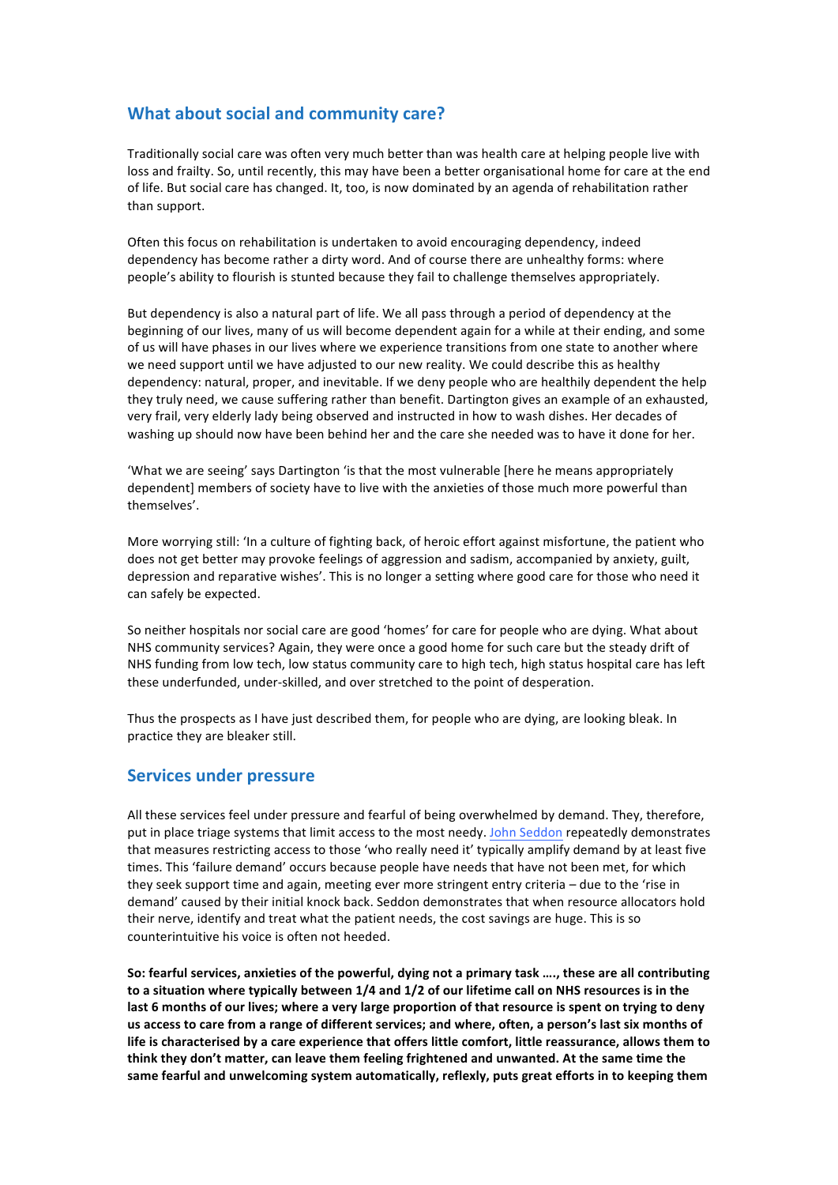## What about social and community care?

Traditionally social care was often very much better than was health care at helping people live with loss and frailty. So, until recently, this may have been a better organisational home for care at the end of life. But social care has changed. It, too, is now dominated by an agenda of rehabilitation rather than support.

Often this focus on rehabilitation is undertaken to avoid encouraging dependency, indeed dependency has become rather a dirty word. And of course there are unhealthy forms: where people's ability to flourish is stunted because they fail to challenge themselves appropriately.

But dependency is also a natural part of life. We all pass through a period of dependency at the beginning of our lives, many of us will become dependent again for a while at their ending, and some of us will have phases in our lives where we experience transitions from one state to another where we need support until we have adjusted to our new reality. We could describe this as healthy dependency: natural, proper, and inevitable. If we deny people who are healthily dependent the help they truly need, we cause suffering rather than benefit. Dartington gives an example of an exhausted, very frail, very elderly lady being observed and instructed in how to wash dishes. Her decades of washing up should now have been behind her and the care she needed was to have it done for her.

'What we are seeing' says Dartington 'is that the most vulnerable [here he means appropriately dependent] members of society have to live with the anxieties of those much more powerful than themselves'.

More worrying still: 'In a culture of fighting back, of heroic effort against misfortune, the patient who does not get better may provoke feelings of aggression and sadism, accompanied by anxiety, guilt, depression and reparative wishes'. This is no longer a setting where good care for those who need it can safely be expected.

So neither hospitals nor social care are good 'homes' for care for people who are dying. What about NHS community services? Again, they were once a good home for such care but the steady drift of NHS funding from low tech, low status community care to high tech, high status hospital care has left these underfunded, under-skilled, and over stretched to the point of desperation.

Thus the prospects as I have just described them, for people who are dying, are looking bleak. In practice they are bleaker still.

## Services under pressure

All these services feel under pressure and fearful of being overwhelmed by demand. They, therefore, put in place triage systems that limit access to the most needy. John Seddon repeatedly demonstrates that measures restricting access to those 'who really need it' typically amplify demand by at least five times. This 'failure demand' occurs because people have needs that have not been met, for which they seek support time and again, meeting ever more stringent entry criteria – due to the 'rise in demand' caused by their initial knock back. Seddon demonstrates that when resource allocators hold their nerve, identify and treat what the patient needs, the cost savings are huge. This is so counterintuitive his voice is often not heeded.

**So: fearful services, anxieties of the powerful, dying not a primary task …., these are all contributing to a situation where typically between 1/4 and 1/2 of our lifetime call on NHS resources is in the last 6 months of our lives; where a very large proportion of that resource is spent on trying to deny us access to care from a range of different services; and where, often, a person's last six months of life is characterised by a care experience that offers little comfort, little reassurance, allows them to think they don't matter, can leave them feeling frightened and unwanted. At the same time the same fearful and unwelcoming system automatically, reflexly, puts great efforts in to keeping them**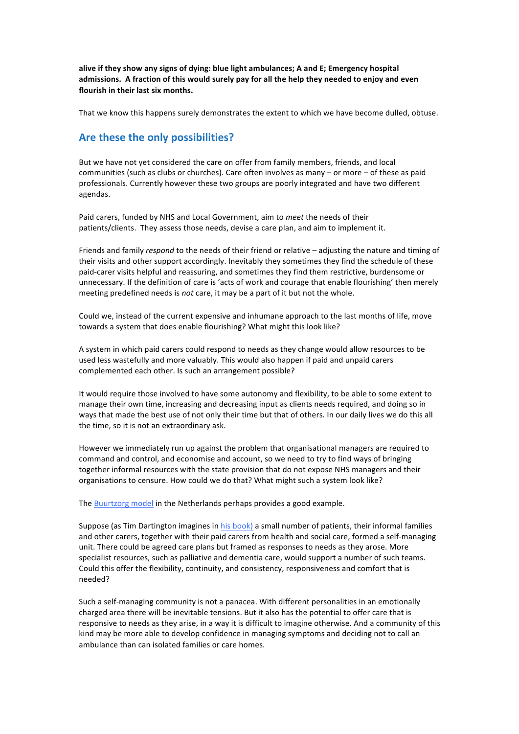**alive if they show any signs of dying: blue light ambulances; A and E; Emergency hospital admissions. A fraction of this would surely pay for all the help they needed to enjoy and even flourish in their last six months.**

That we know this happens surely demonstrates the extent to which we have become dulled, obtuse.

## Are these the only possibilities?

But we have not yet considered the care on offer from family members, friends, and local communities (such as clubs or churches). Care often involves as many – or more – of these as paid professionals. Currently however these two groups are poorly integrated and have two different agendas.

Paid carers, funded by NHS and Local Government, aim to *meet* the needs of their patients/clients. They assess those needs, devise a care plan, and aim to implement it.

Friends and family *respond* to the needs of their friend or relative – adjusting the nature and timing of their visits and other support accordingly. Inevitably they sometimes they find the schedule of these paid-carer visits helpful and reassuring, and sometimes they find them restrictive, burdensome or unnecessary. If the definition of care is 'acts of work and courage that enable flourishing' then merely meeting predefined needs is *not* care, it may be a part of it but not the whole.

Could we, instead of the current expensive and inhumane approach to the last months of life, move towards a system that does enable flourishing? What might this look like?

A system in which paid carers could respond to needs as they change would allow resources to be used less wastefully and more valuably. This would also happen if paid and unpaid carers complemented each other. Is such an arrangement possible?

It would require those involved to have some autonomy and flexibility, to be able to some extent to manage their own time, increasing and decreasing input as clients needs required, and doing so in ways that made the best use of not only their time but that of others. In our daily lives we do this all the time, so it is not an extraordinary ask.

However we immediately run up against the problem that organisational managers are required to command and control, and economise and account, so we need to try to find ways of bringing together informal resources with the state provision that do not expose NHS managers and their organisations to censure. How could we do that? What might such a system look like?

The Buurtzorg model in the Netherlands perhaps provides a good example.

Suppose (as Tim Dartington imagines in his book) a small number of patients, their informal families and other carers, together with their paid carers from health and social care, formed a self-managing unit. There could be agreed care plans but framed as responses to needs as they arose. More specialist resources, such as palliative and dementia care, would support a number of such teams. Could this offer the flexibility, continuity, and consistency, responsiveness and comfort that is needed?

Such a self-managing community is not a panacea. With different personalities in an emotionally charged area there will be inevitable tensions. But it also has the potential to offer care that is responsive to needs as they arise, in a way it is difficult to imagine otherwise. And a community of this kind may be more able to develop confidence in managing symptoms and deciding not to call an ambulance than can isolated families or care homes.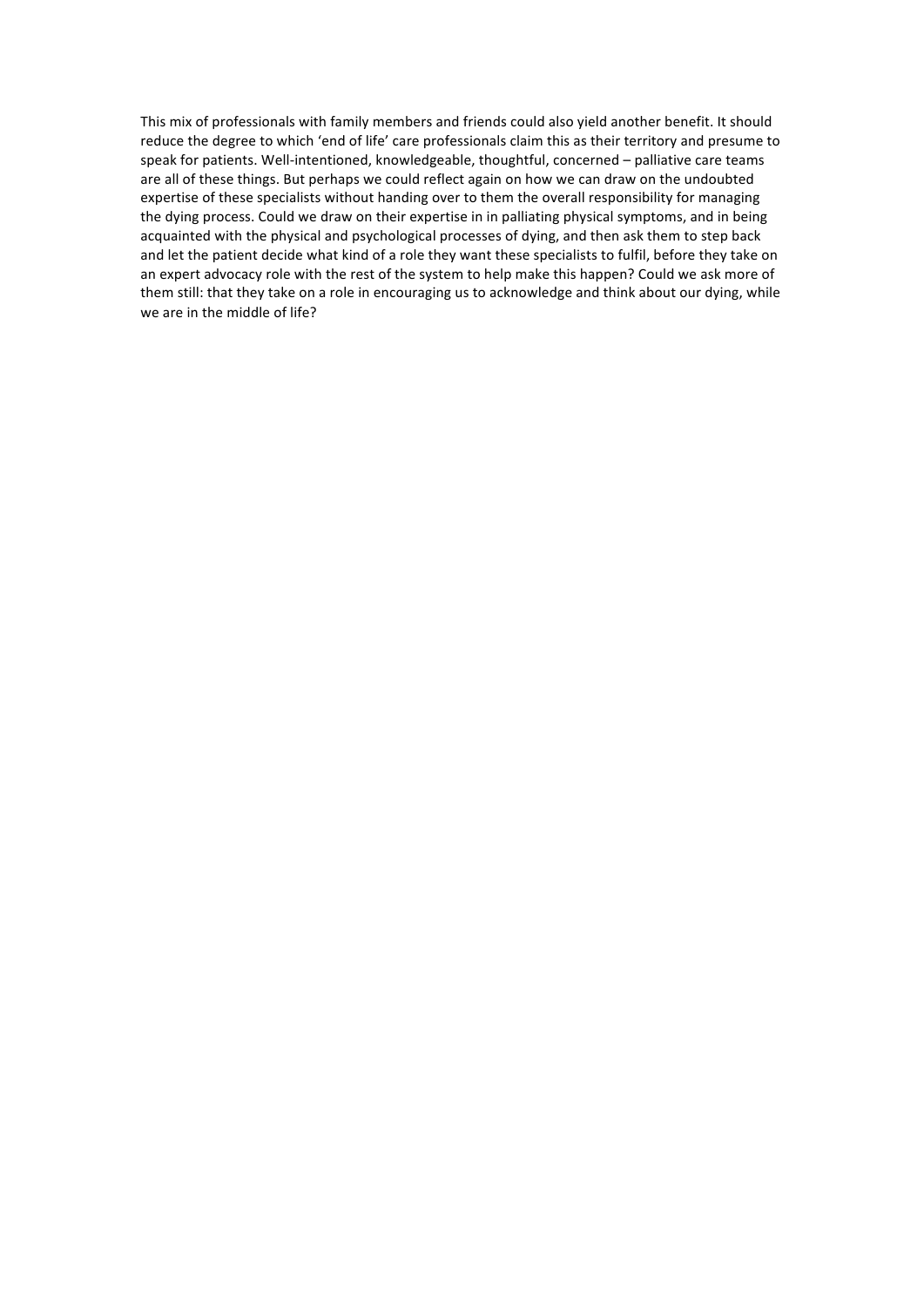This mix of professionals with family members and friends could also yield another benefit. It should reduce the degree to which 'end of life' care professionals claim this as their territory and presume to speak for patients. Well-intentioned, knowledgeable, thoughtful, concerned – palliative care teams are all of these things. But perhaps we could reflect again on how we can draw on the undoubted expertise of these specialists without handing over to them the overall responsibility for managing the dying process. Could we draw on their expertise in in palliating physical symptoms, and in being acquainted with the physical and psychological processes of dying, and then ask them to step back and let the patient decide what kind of a role they want these specialists to fulfil, before they take on an expert advocacy role with the rest of the system to help make this happen? Could we ask more of them still: that they take on a role in encouraging us to acknowledge and think about our dying, while we are in the middle of life?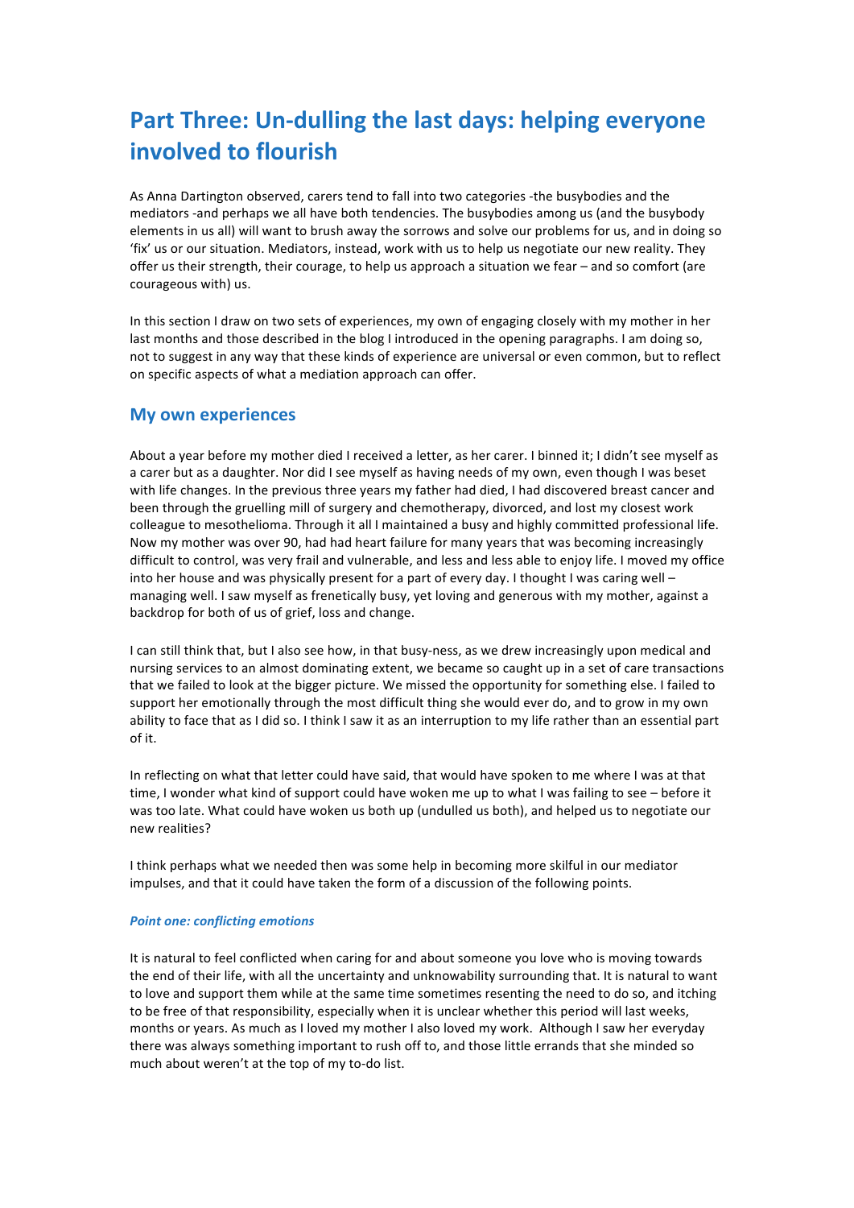# Part Three: Un-dulling the last days: helping everyone involved to flourish

As Anna Dartington observed, carers tend to fall into two categories -the busybodies and the mediators -and perhaps we all have both tendencies. The busybodies among us (and the busybody elements in us all) will want to brush away the sorrows and solve our problems for us, and in doing so 'fix' us or our situation. Mediators, instead, work with us to help us negotiate our new reality. They offer us their strength, their courage, to help us approach a situation we fear – and so comfort (are courageous with) us.

In this section I draw on two sets of experiences, my own of engaging closely with my mother in her last months and those described in the blog I introduced in the opening paragraphs. I am doing so, not to suggest in any way that these kinds of experience are universal or even common, but to reflect on specific aspects of what a mediation approach can offer.

## My own experiences

About a year before my mother died I received a letter, as her carer. I binned it; I didn't see myself as a carer but as a daughter. Nor did I see myself as having needs of my own, even though I was beset with life changes. In the previous three years my father had died, I had discovered breast cancer and been through the gruelling mill of surgery and chemotherapy, divorced, and lost my closest work colleague to mesothelioma. Through it all I maintained a busy and highly committed professional life. Now my mother was over 90, had had heart failure for many years that was becoming increasingly difficult to control, was very frail and vulnerable, and less and less able to enjoy life. I moved my office into her house and was physically present for a part of every day. I thought I was caring well – managing well. I saw myself as frenetically busy, yet loving and generous with my mother, against a backdrop for both of us of grief, loss and change.

I can still think that, but I also see how, in that busy-ness, as we drew increasingly upon medical and nursing services to an almost dominating extent, we became so caught up in a set of care transactions that we failed to look at the bigger picture. We missed the opportunity for something else. I failed to support her emotionally through the most difficult thing she would ever do, and to grow in my own ability to face that as I did so. I think I saw it as an interruption to my life rather than an essential part of it.

In reflecting on what that letter could have said, that would have spoken to me where I was at that time, I wonder what kind of support could have woken me up to what I was failing to see – before it was too late. What could have woken us both up (undulled us both), and helped us to negotiate our new realities?

I think perhaps what we needed then was some help in becoming more skilful in our mediator impulses, and that it could have taken the form of a discussion of the following points.

#### *Point one: conflicting emotions*

It is natural to feel conflicted when caring for and about someone you love who is moving towards the end of their life, with all the uncertainty and unknowability surrounding that. It is natural to want to love and support them while at the same time sometimes resenting the need to do so, and itching to be free of that responsibility, especially when it is unclear whether this period will last weeks, months or years. As much as I loved my mother I also loved my work. Although I saw her everyday there was always something important to rush off to, and those little errands that she minded so much about weren't at the top of my to-do list.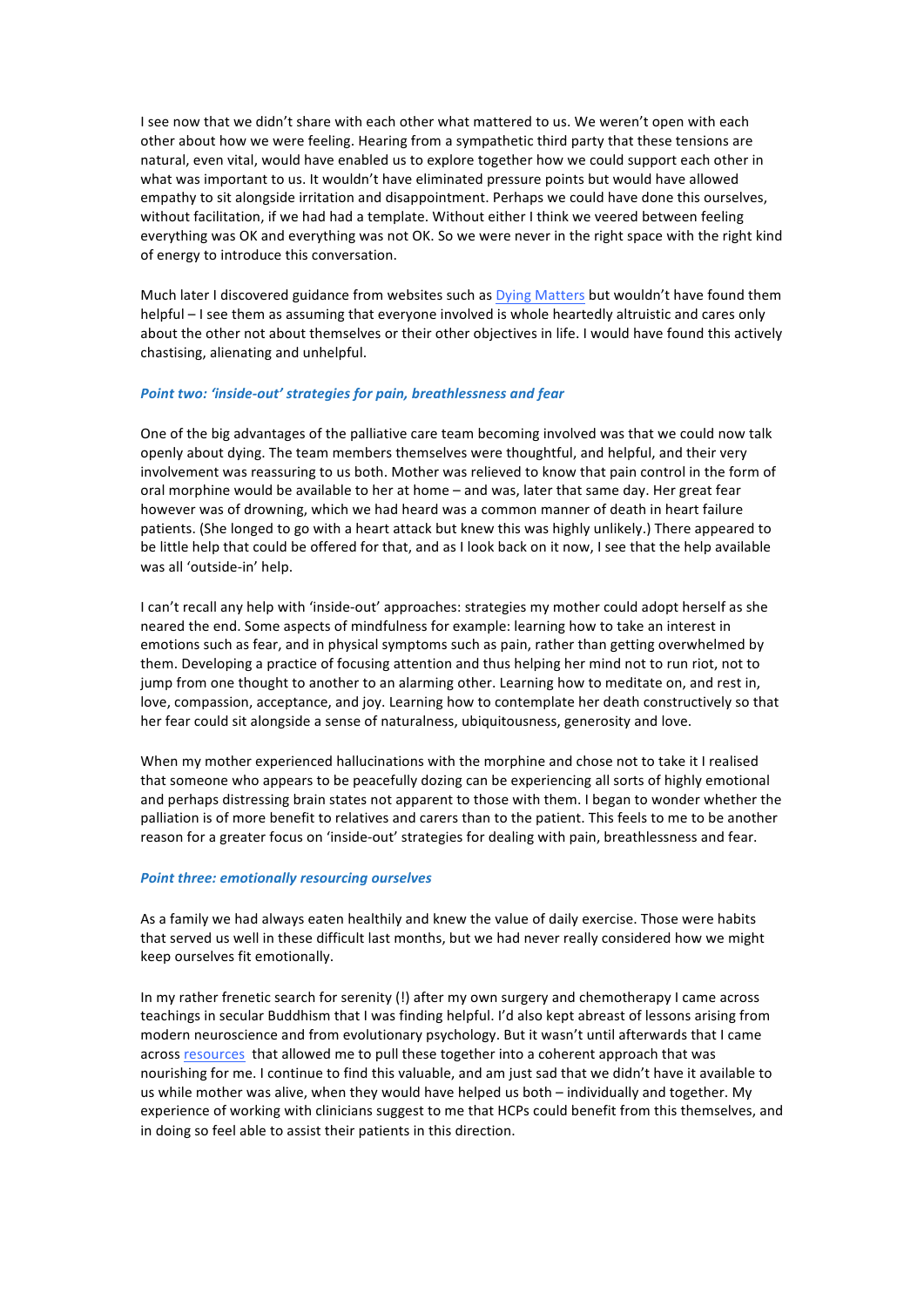I see now that we didn't share with each other what mattered to us. We weren't open with each other about how we were feeling. Hearing from a sympathetic third party that these tensions are natural, even vital, would have enabled us to explore together how we could support each other in what was important to us. It wouldn't have eliminated pressure points but would have allowed empathy to sit alongside irritation and disappointment. Perhaps we could have done this ourselves, without facilitation, if we had had a template. Without either I think we veered between feeling everything was OK and everything was not OK. So we were never in the right space with the right kind of energy to introduce this conversation.

Much later I discovered guidance from websites such as [Dying Matters] but wouldn't have found them helpful – I see them as assuming that everyone involved is whole heartedly altruistic and cares only about the other not about themselves or their other objectives in life. I would have found this actively chastising, alienating and unhelpful.

### *Point two: 'inside-out' strategies for pain, breathlessness and fear*

One of the big advantages of the palliative care team becoming involved was that we could now talk openly about dying. The team members themselves were thoughtful, and helpful, and their very involvement was reassuring to us both. Mother was relieved to know that pain control in the form of oral morphine would be available to her at home – and was, later that same day. Her great fear however was of drowning, which we had heard was a common manner of death in heart failure patients. (She longed to go with a heart attack but knew this was highly unlikely.) There appeared to be little help that could be offered for that, and as I look back on it now, I see that the help available was all 'outside-in' help.

I can't recall any help with 'inside-out' approaches: strategies my mother could adopt herself as she neared the end. Some aspects of mindfulness for example: learning how to take an interest in emotions such as fear, and in physical symptoms such as pain, rather than getting overwhelmed by them. Developing a practice of focusing attention and thus helping her mind not to run riot, not to jump from one thought to another to an alarming other. Learning how to meditate on, and rest in, love, compassion, acceptance, and joy. Learning how to contemplate her death constructively so that her fear could sit alongside a sense of naturalness, ubiquitousness, generosity and love.

When my mother experienced hallucinations with the morphine and chose not to take it I realised that someone who appears to be peacefully dozing can be experiencing all sorts of highly emotional and perhaps distressing brain states not apparent to those with them. I began to wonder whether the palliation is of more benefit to relatives and carers than to the patient. This feels to me to be another reason for a greater focus on 'inside-out' strategies for dealing with pain, breathlessness and fear.

### *Point three: emotionally resourcing ourselves*

As a family we had always eaten healthily and knew the value of daily exercise. Those were habits that served us well in these difficult last months, but we had never really considered how we might keep ourselves fit emotionally.

In my rather frenetic search for serenity (!) after my own surgery and chemotherapy I came across teachings in secular Buddhism that I was finding helpful. I'd also kept abreast of lessons arising from modern neuroscience and from evolutionary psychology. But it wasn't until afterwards that I came across [resources] that allowed me to pull these together into a coherent approach that was nourishing for me. I continue to find this valuable, and am just sad that we didn't have it available to us while mother was alive, when they would have helped us both – individually and together. My experience of working with clinicians suggest to me that HCPs could benefit from this themselves, and in doing so feel able to assist their patients in this direction.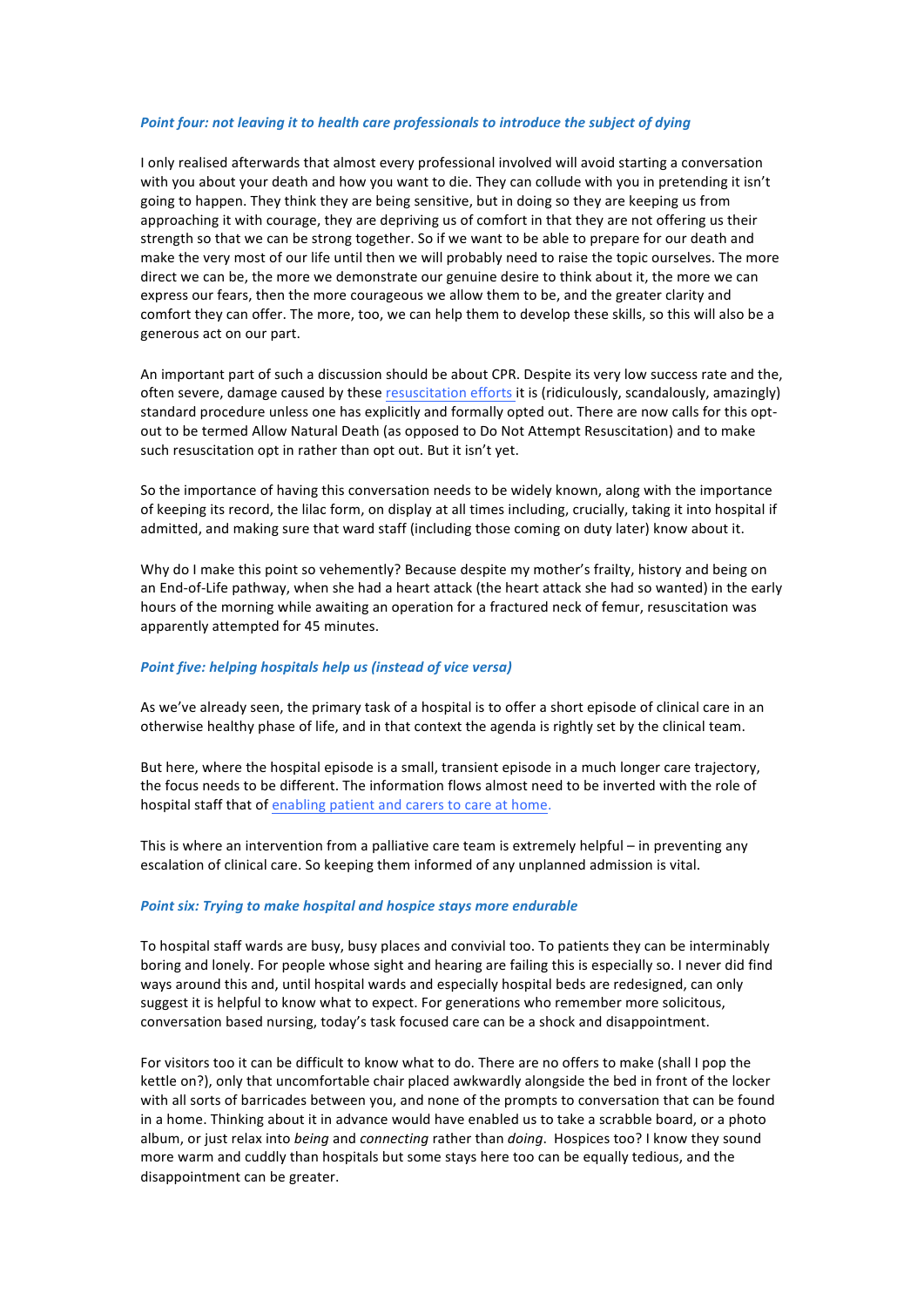***Point four: not leaving it to health care professionals to introduce the subject of dying***

I only realised afterwards that almost every professional involved will avoid starting a conversation with you about your death and how you want to die. They can collude with you in pretending it isn't going to happen. They think they are being sensitive, but in doing so they are keeping us from approaching it with courage, they are depriving us of comfort in that they are not offering us their strength so that we can be strong together. So if we want to be able to prepare for our death and make the very most of our life until then we will probably need to raise the topic ourselves. The more direct we can be, the more we demonstrate our genuine desire to think about it, the more we can express our fears, then the more courageous we allow them to be, and the greater clarity and comfort they can offer. The more, too, we can help them to develop these skills, so this will also be a generous act on our part.

An important part of such a discussion should be about CPR. Despite its very low success rate and the, often severe, damage caused by these resuscitation efforts it is (ridiculously, scandalously, amazingly) standard procedure unless one has explicitly and formally opted out. There are now calls for this opt-out to be termed Allow Natural Death (as opposed to Do Not Attempt Resuscitation) and to make such resuscitation opt in rather than opt out. But it isn't yet.

So the importance of having this conversation needs to be widely known, along with the importance of keeping its record, the lilac form, on display at all times including, crucially, taking it into hospital if admitted, and making sure that ward staff (including those coming on duty later) know about it.

Why do I make this point so vehemently? Because despite my mother's frailty, history and being on an End-of-Life pathway, when she had a heart attack (the heart attack she had so wanted) in the early hours of the morning while awaiting an operation for a fractured neck of femur, resuscitation was apparently attempted for 45 minutes.

***Point five: helping hospitals help us (instead of vice versa)***

As we've already seen, the primary task of a hospital is to offer a short episode of clinical care in an otherwise healthy phase of life, and in that context the agenda is rightly set by the clinical team.

But here, where the hospital episode is a small, transient episode in a much longer care trajectory, the focus needs to be different. The information flows almost need to be inverted with the role of hospital staff that of enabling patient and carers to care at home.

This is where an intervention from a palliative care team is extremely helpful – in preventing any escalation of clinical care. So keeping them informed of any unplanned admission is vital.

***Point six: Trying to make hospital and hospice stays more endurable***

To hospital staff wards are busy, busy places and convivial too. To patients they can be interminably boring and lonely. For people whose sight and hearing are failing this is especially so. I never did find ways around this and, until hospital wards and especially hospital beds are redesigned, can only suggest it is helpful to know what to expect. For generations who remember more solicitous, conversation based nursing, today's task focused care can be a shock and disappointment.

For visitors too it can be difficult to know what to do. There are no offers to make (shall I pop the kettle on?), only that uncomfortable chair placed awkwardly alongside the bed in front of the locker with all sorts of barricades between you, and none of the prompts to conversation that can be found in a home. Thinking about it in advance would have enabled us to take a scrabble board, or a photo album, or just relax into *being* and *connecting* rather than *doing*. Hospices too? I know they sound more warm and cuddly than hospitals but some stays here too can be equally tedious, and the disappointment can be greater.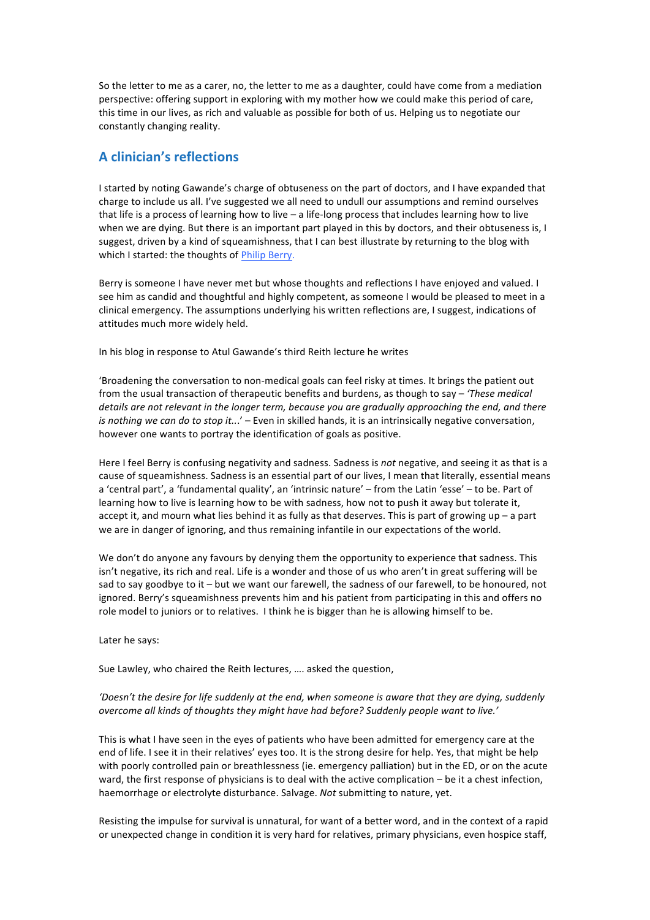So the letter to me as a carer, no, the letter to me as a daughter, could have come from a mediation perspective: offering support in exploring with my mother how we could make this period of care, this time in our lives, as rich and valuable as possible for both of us. Helping us to negotiate our constantly changing reality.

## A clinician's reflections

I started by noting Gawande's charge of obtuseness on the part of doctors, and I have expanded that charge to include us all. I've suggested we all need to undull our assumptions and remind ourselves that life is a process of learning how to live – a life-long process that includes learning how to live when we are dying. But there is an important part played in this by doctors, and their obtuseness is, I suggest, driven by a kind of squeamishness, that I can best illustrate by returning to the blog with which I started: the thoughts of Philip Berry.

Berry is someone I have never met but whose thoughts and reflections I have enjoyed and valued. I see him as candid and thoughtful and highly competent, as someone I would be pleased to meet in a clinical emergency. The assumptions underlying his written reflections are, I suggest, indications of attitudes much more widely held.

In his blog in response to Atul Gawande's third Reith lecture he writes

'Broadening the conversation to non-medical goals can feel risky at times. It brings the patient out from the usual transaction of therapeutic benefits and burdens, as though to say – *'These medical details are not relevant in the longer term, because you are gradually approaching the end, and there is nothing we can do to stop it...'* – Even in skilled hands, it is an intrinsically negative conversation, however one wants to portray the identification of goals as positive.

Here I feel Berry is confusing negativity and sadness. Sadness is *not* negative, and seeing it as that is a cause of squeamishness. Sadness is an essential part of our lives, I mean that literally, essential means a 'central part', a 'fundamental quality', an 'intrinsic nature' – from the Latin 'esse' – to be. Part of learning how to live is learning how to be with sadness, how not to push it away but tolerate it, accept it, and mourn what lies behind it as fully as that deserves. This is part of growing up – a part we are in danger of ignoring, and thus remaining infantile in our expectations of the world.

We don't do anyone any favours by denying them the opportunity to experience that sadness. This isn't negative, its rich and real. Life is a wonder and those of us who aren't in great suffering will be sad to say goodbye to it – but we want our farewell, the sadness of our farewell, to be honoured, not ignored. Berry's squeamishness prevents him and his patient from participating in this and offers no role model to juniors or to relatives. I think he is bigger than he is allowing himself to be.

Later he says:

Sue Lawley, who chaired the Reith lectures, …. asked the question,

*'Doesn't the desire for life suddenly at the end, when someone is aware that they are dying, suddenly overcome all kinds of thoughts they might have had before? Suddenly people want to live.'*

This is what I have seen in the eyes of patients who have been admitted for emergency care at the end of life. I see it in their relatives' eyes too. It is the strong desire for help. Yes, that might be help with poorly controlled pain or breathlessness (ie. emergency palliation) but in the ED, or on the acute ward, the first response of physicians is to deal with the active complication – be it a chest infection, haemorrhage or electrolyte disturbance. Salvage. *Not* submitting to nature, yet.

Resisting the impulse for survival is unnatural, for want of a better word, and in the context of a rapid or unexpected change in condition it is very hard for relatives, primary physicians, even hospice staff,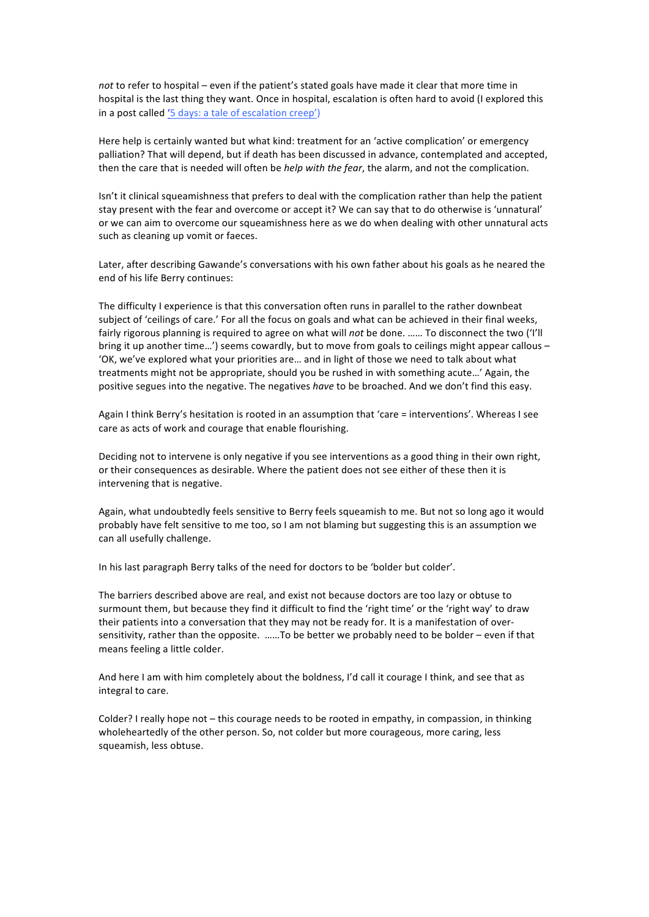*not* to refer to hospital – even if the patient's stated goals have made it clear that more time in hospital is the last thing they want. Once in hospital, escalation is often hard to avoid (I explored this in a post called '5 days: a tale of escalation creep')

Here help is certainly wanted but what kind: treatment for an 'active complication' or emergency palliation? That will depend, but if death has been discussed in advance, contemplated and accepted, then the care that is needed will often be *help with the fear*, the alarm, and not the complication.

Isn't it clinical squeamishness that prefers to deal with the complication rather than help the patient stay present with the fear and overcome or accept it? We can say that to do otherwise is 'unnatural' or we can aim to overcome our squeamishness here as we do when dealing with other unnatural acts such as cleaning up vomit or faeces.

Later, after describing Gawande's conversations with his own father about his goals as he neared the end of his life Berry continues:

The difficulty I experience is that this conversation often runs in parallel to the rather downbeat subject of 'ceilings of care.' For all the focus on goals and what can be achieved in their final weeks, fairly rigorous planning is required to agree on what will *not* be done. …… To disconnect the two ('I'll bring it up another time…') seems cowardly, but to move from goals to ceilings might appear callous – 'OK, we've explored what your priorities are… and in light of those we need to talk about what treatments might not be appropriate, should you be rushed in with something acute…' Again, the positive segues into the negative. The negatives *have* to be broached. And we don't find this easy.

Again I think Berry's hesitation is rooted in an assumption that 'care = interventions'. Whereas I see care as acts of work and courage that enable flourishing.

Deciding not to intervene is only negative if you see interventions as a good thing in their own right, or their consequences as desirable. Where the patient does not see either of these then it is intervening that is negative.

Again, what undoubtedly feels sensitive to Berry feels squeamish to me. But not so long ago it would probably have felt sensitive to me too, so I am not blaming but suggesting this is an assumption we can all usefully challenge.

In his last paragraph Berry talks of the need for doctors to be 'bolder but colder'.

The barriers described above are real, and exist not because doctors are too lazy or obtuse to surmount them, but because they find it difficult to find the 'right time' or the 'right way' to draw their patients into a conversation that they may not be ready for. It is a manifestation of over-sensitivity, rather than the opposite. ……To be better we probably need to be bolder – even if that means feeling a little colder.

And here I am with him completely about the boldness, I'd call it courage I think, and see that as integral to care.

Colder? I really hope not – this courage needs to be rooted in empathy, in compassion, in thinking wholeheartedly of the other person. So, not colder but more courageous, more caring, less squeamish, less obtuse.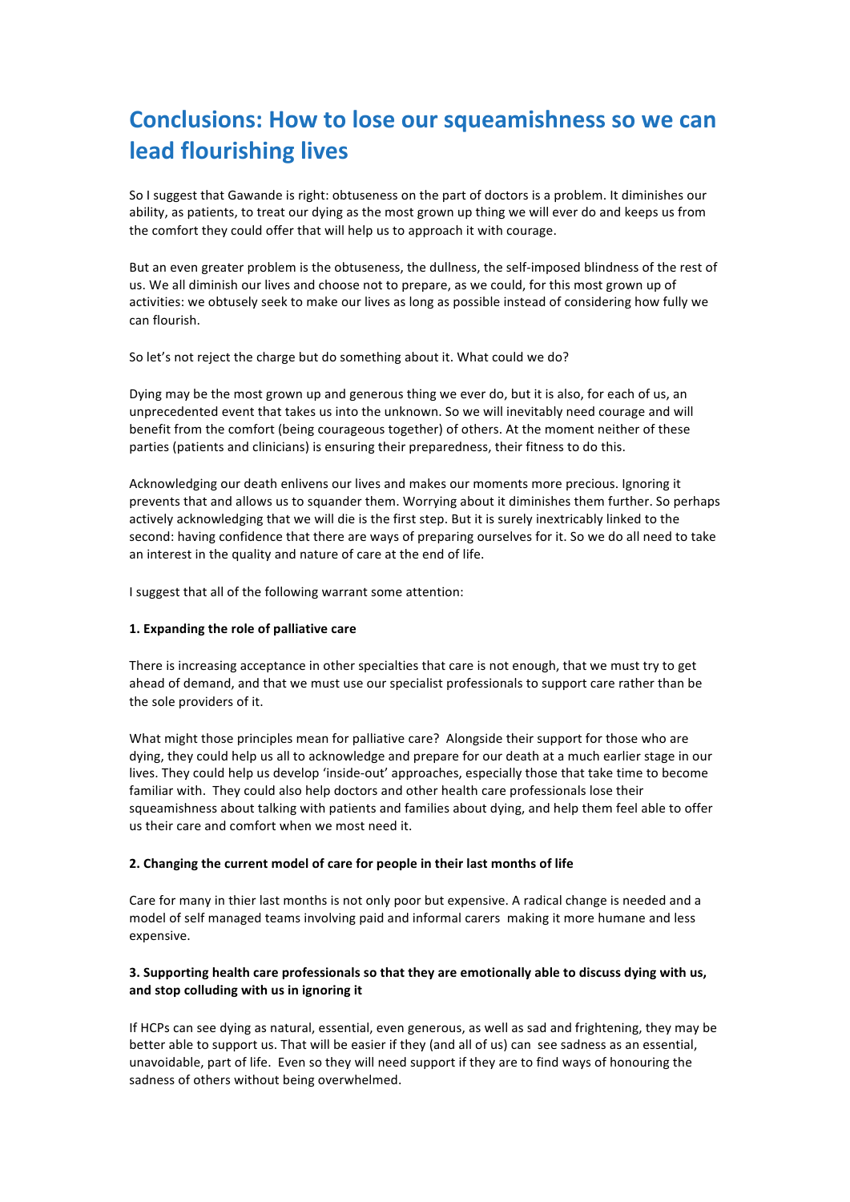# Conclusions: How to lose our squeamishness so we can lead flourishing lives

So I suggest that Gawande is right: obtuseness on the part of doctors is a problem. It diminishes our ability, as patients, to treat our dying as the most grown up thing we will ever do and keeps us from the comfort they could offer that will help us to approach it with courage.

But an even greater problem is the obtuseness, the dullness, the self-imposed blindness of the rest of us. We all diminish our lives and choose not to prepare, as we could, for this most grown up of activities: we obtusely seek to make our lives as long as possible instead of considering how fully we can flourish.

So let's not reject the charge but do something about it. What could we do?

Dying may be the most grown up and generous thing we ever do, but it is also, for each of us, an unprecedented event that takes us into the unknown. So we will inevitably need courage and will benefit from the comfort (being courageous together) of others. At the moment neither of these parties (patients and clinicians) is ensuring their preparedness, their fitness to do this.

Acknowledging our death enlivens our lives and makes our moments more precious. Ignoring it prevents that and allows us to squander them. Worrying about it diminishes them further. So perhaps actively acknowledging that we will die is the first step. But it is surely inextricably linked to the second: having confidence that there are ways of preparing ourselves for it. So we do all need to take an interest in the quality and nature of care at the end of life.

I suggest that all of the following warrant some attention:

**1. Expanding the role of palliative care**

There is increasing acceptance in other specialties that care is not enough, that we must try to get ahead of demand, and that we must use our specialist professionals to support care rather than be the sole providers of it.

What might those principles mean for palliative care? Alongside their support for those who are dying, they could help us all to acknowledge and prepare for our death at a much earlier stage in our lives. They could help us develop 'inside-out' approaches, especially those that take time to become familiar with. They could also help doctors and other health care professionals lose their squeamishness about talking with patients and families about dying, and help them feel able to offer us their care and comfort when we most need it.

**2. Changing the current model of care for people in their last months of life**

Care for many in thier last months is not only poor but expensive. A radical change is needed and a model of self managed teams involving paid and informal carers making it more humane and less expensive.

**3. Supporting health care professionals so that they are emotionally able to discuss dying with us, and stop colluding with us in ignoring it**

If HCPs can see dying as natural, essential, even generous, as well as sad and frightening, they may be better able to support us. That will be easier if they (and all of us) can see sadness as an essential, unavoidable, part of life. Even so they will need support if they are to find ways of honouring the sadness of others without being overwhelmed.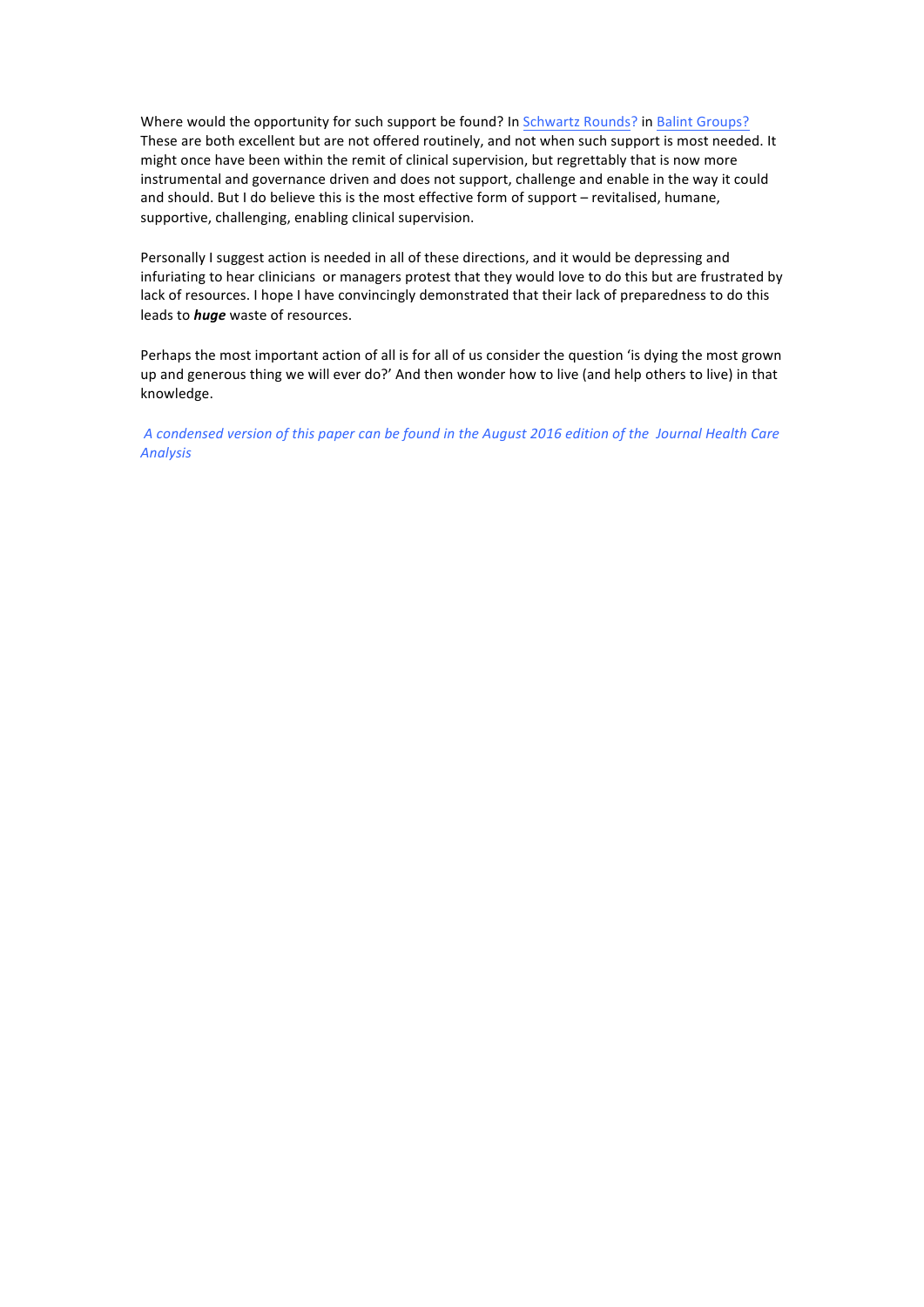Where would the opportunity for such support be found? In Schwartz Rounds? in Balint Groups? These are both excellent but are not offered routinely, and not when such support is most needed. It might once have been within the remit of clinical supervision, but regrettably that is now more instrumental and governance driven and does not support, challenge and enable in the way it could and should. But I do believe this is the most effective form of support – revitalised, humane, supportive, challenging, enabling clinical supervision.

Personally I suggest action is needed in all of these directions, and it would be depressing and infuriating to hear clinicians or managers protest that they would love to do this but are frustrated by lack of resources. I hope I have convincingly demonstrated that their lack of preparedness to do this leads to ***huge*** waste of resources.

Perhaps the most important action of all is for all of us consider the question 'is dying the most grown up and generous thing we will ever do?' And then wonder how to live (and help others to live) in that knowledge.

*A condensed version of this paper can be found in the August 2016 edition of the Journal Health Care Analysis*